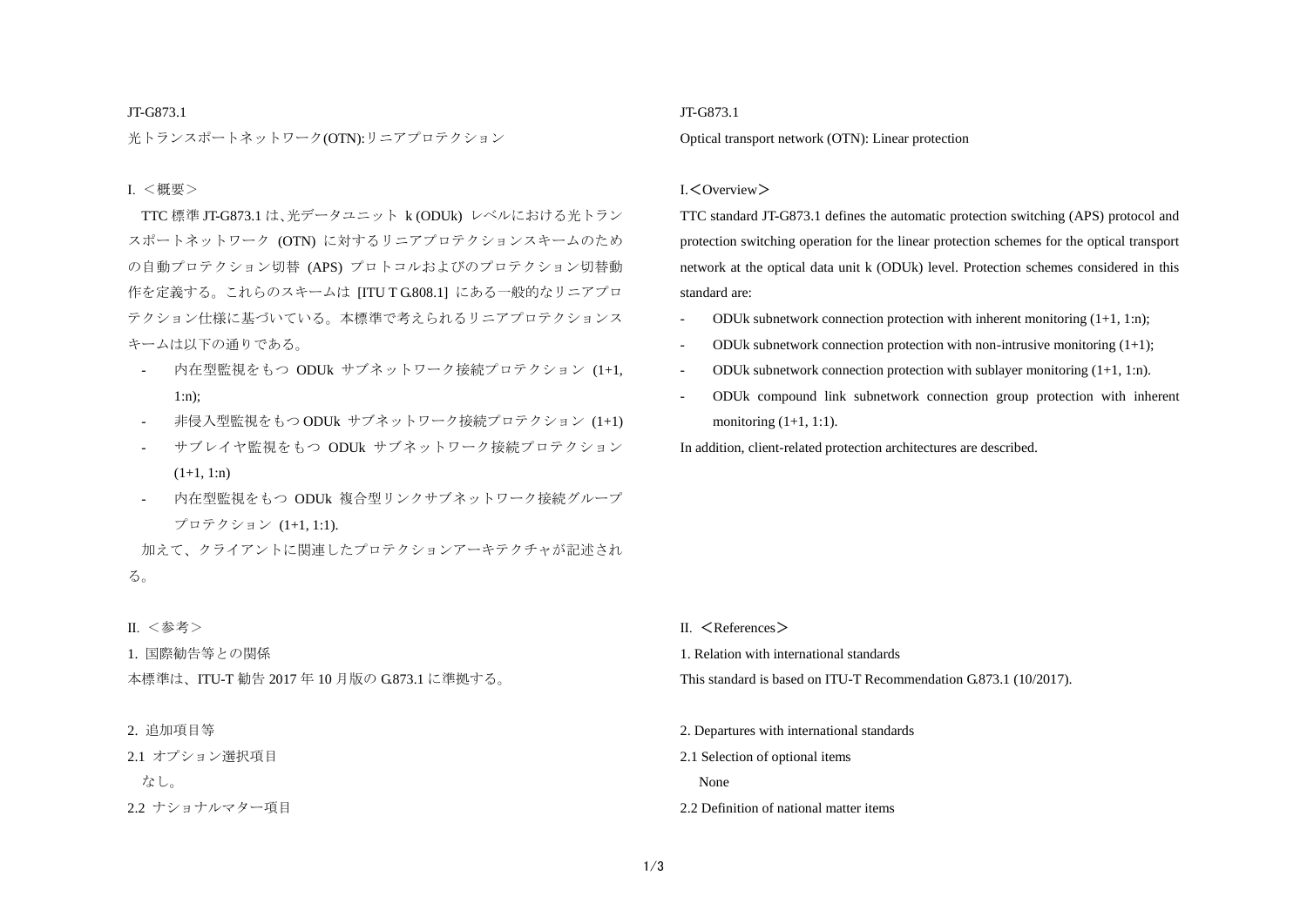JT-G873.1

光トランスポートネットワーク(OTN):リニアプロテクション

I. ＜概要＞

TTC 標準 JT-G873.1 は､光データユニット k (ODUk) レベルにおける光トランスポートネットワーク (OTN) に対するリニアプロテクションスキームのための自動プロテクション切替 (APS) プロトコルおよびのプロテクション切替動作を定義する。これらのスキームは [ITU T G.808.1] にある一般的なリニアプロテクション仕様に基づいている。本標準で考えられるリニアプロテクションスキームは以下の通りである。

- 内在型監視をもつ ODUk サブネットワーク接続プロテクション (1+1, 1:n);
- 非侵入型監視をもつ ODUk サブネットワーク接続プロテクション (1+1)
- サブレイヤ監視をもつ ODUk サブネットワーク接続プロテクション (1+1, 1:n)
- 内在型監視をもつ ODUk 複合型リンクサブネットワーク接続グループプロテクション (1+1, 1:1).

加えて、クライアントに関連したプロテクションアーキテクチャが記述される。

II. ＜参考＞

1. 国際勧告等との関係

本標準は、ITU-T 勧告 2017 年 10 月版の G.873.1 に準拠する。

2. 追加項目等

2.1 オプション選択項目

なし。

2.2 ナショナルマター項目

JT-G873.1

Optical transport network (OTN): Linear protection

I.＜Overview＞

TTC standard JT-G873.1 defines the automatic protection switching (APS) protocol and protection switching operation for the linear protection schemes for the optical transport network at the optical data unit k (ODUk) level. Protection schemes considered in this standard are:

- ODUk subnetwork connection protection with inherent monitoring (1+1, 1:n);
- ODUk subnetwork connection protection with non-intrusive monitoring (1+1);
- ODUk subnetwork connection protection with sublayer monitoring (1+1, 1:n).
- ODUk compound link subnetwork connection group protection with inherent monitoring (1+1, 1:1).

In addition, client-related protection architectures are described.

II. ＜References＞

1. Relation with international standards

This standard is based on ITU-T Recommendation G.873.1 (10/2017).

2. Departures with international standards

2.1 Selection of optional items

None

2.2 Definition of national matter items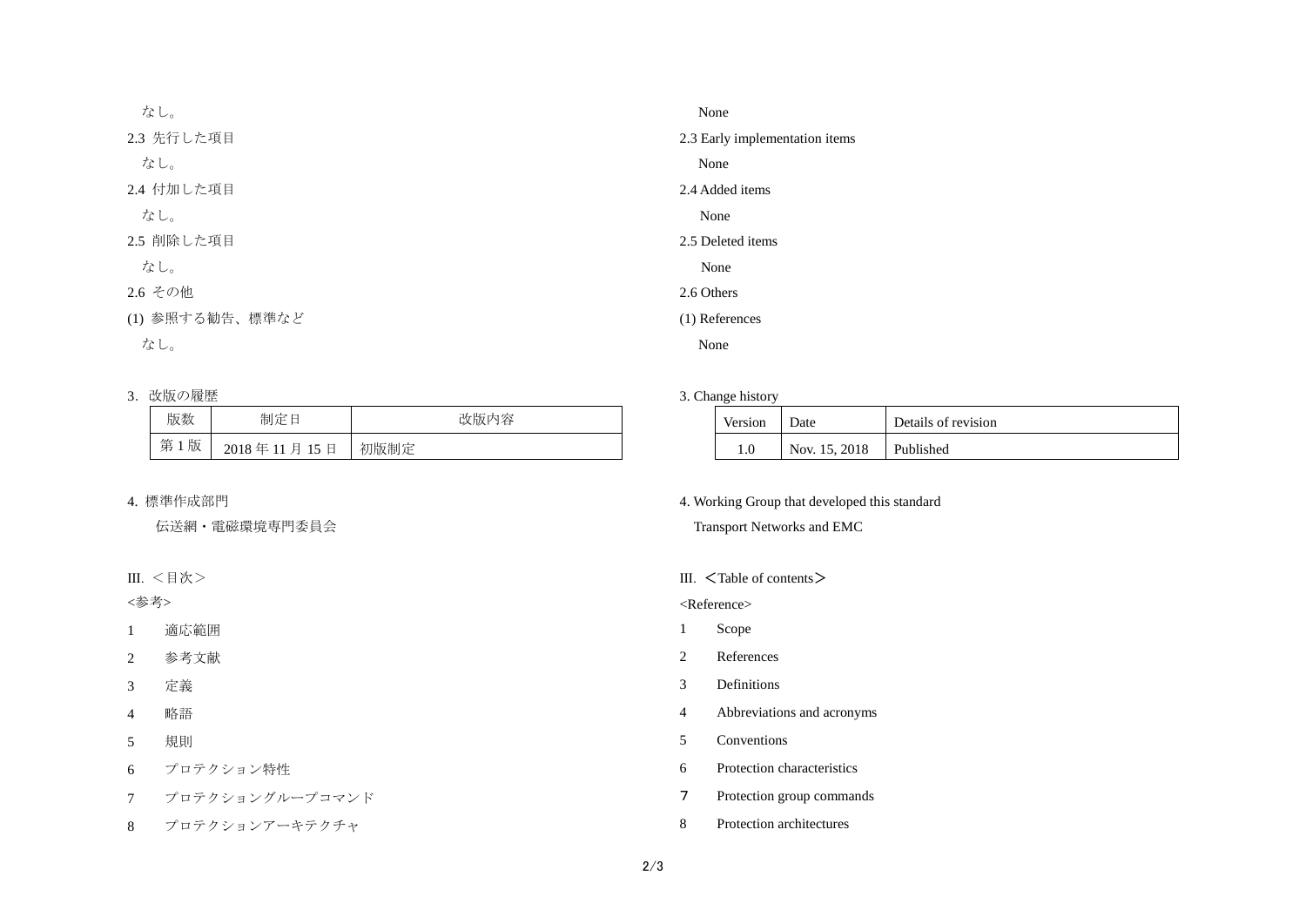なし。

2.3 先行した項目

なし。

2.4 付加した項目

なし。

2.5 削除した項目

なし。

2.6 その他

(1) 参照する勧告、標準など

なし。

3. 改版の履歴

| 版数 | 制定日 | 改版内容 |
|---|---|---|
| 第 1 版 | 2018 年 11 月 15 日 | 初版制定 |

4. 標準作成部門

伝送網・電磁環境専門委員会

III. ＜目次＞

<参考>

1 適応範囲

2 参考文献

3 定義

4 略語

5 規則

6 プロテクション特性

7 プロテクショングループコマンド

8 プロテクションアーキテクチャ

None

2.3 Early implementation items

None

2.4 Added items

None

2.5 Deleted items

None

2.6 Others

(1) References

None

3. Change history

| Version | Date | Details of revision |
|---|---|---|
| 1.0 | Nov. 15, 2018 | Published |

4. Working Group that developed this standard

Transport Networks and EMC

III. ＜Table of contents＞

<Reference>

1 Scope

2 References

3 Definitions

4 Abbreviations and acronyms

5 Conventions

6 Protection characteristics

７ Protection group commands

8 Protection architectures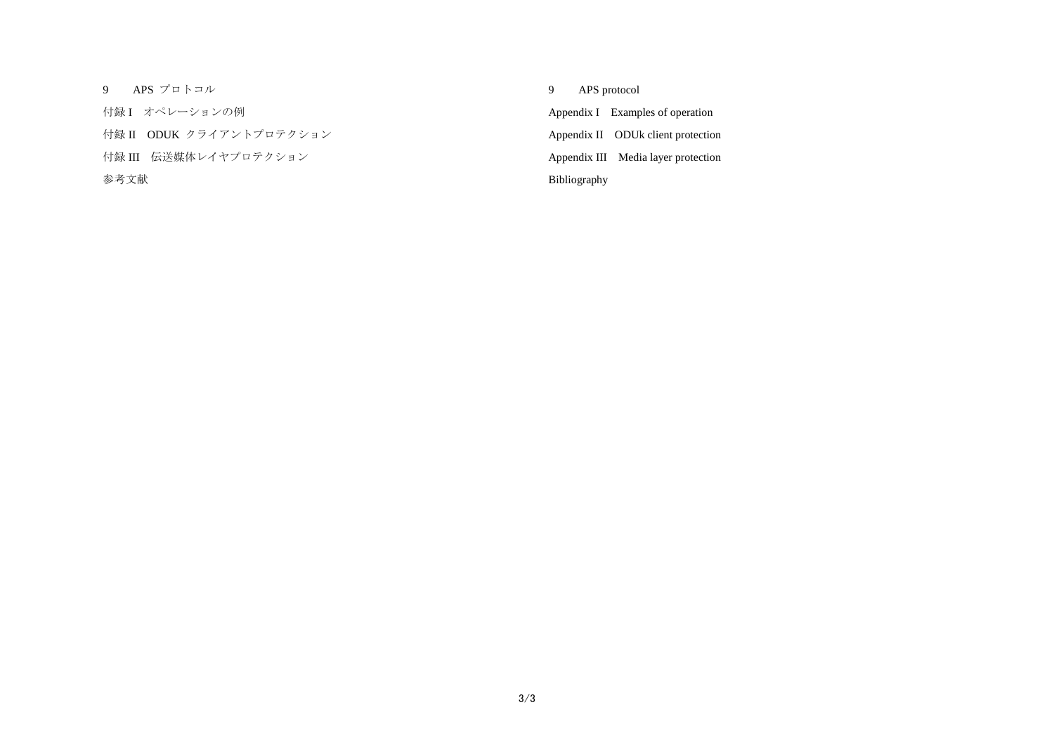9　APS プロトコル

付録 I　オペレーションの例

付録 II　ODUK クライアントプロテクション

付録 III　伝送媒体レイヤプロテクション

参考文献

9　APS protocol

Appendix I　Examples of operation

Appendix II　ODUk client protection

Appendix III　Media layer protection

Bibliography